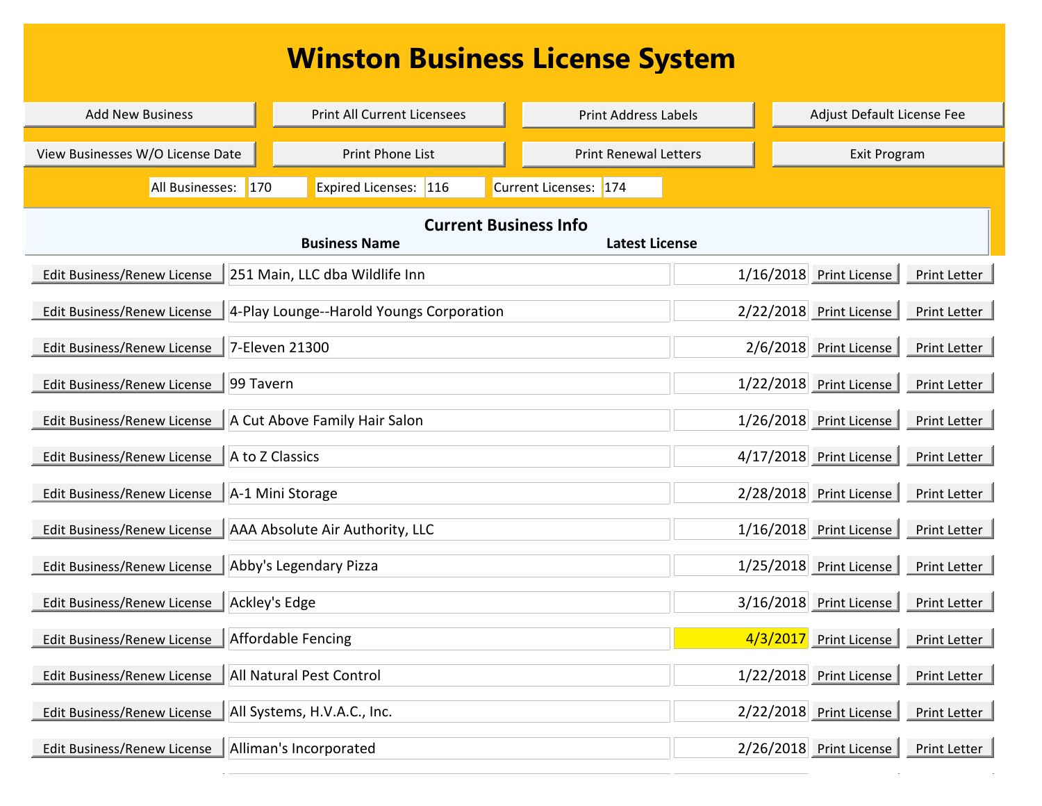# Winston Business License System

Add New Business | Print All Current Licensees | Print Address Labels | Adjust Default License Fee

View Businesses W/O License Date | Print Phone List | Print Renewal Letters | Exit Program

All Businesses: 170 | Expired Licenses: 116 | Current Licenses: 174

## Current Business Info

| | Business Name | Latest License | | |
|---|---|---|---|---|
| Edit Business/Renew License | 251 Main, LLC dba Wildlife Inn | 1/16/2018 | Print License | Print Letter |
| Edit Business/Renew License | 4-Play Lounge--Harold Youngs Corporation | 2/22/2018 | Print License | Print Letter |
| Edit Business/Renew License | 7-Eleven 21300 | 2/6/2018 | Print License | Print Letter |
| Edit Business/Renew License | 99 Tavern | 1/22/2018 | Print License | Print Letter |
| Edit Business/Renew License | A Cut Above Family Hair Salon | 1/26/2018 | Print License | Print Letter |
| Edit Business/Renew License | A to Z Classics | 4/17/2018 | Print License | Print Letter |
| Edit Business/Renew License | A-1 Mini Storage | 2/28/2018 | Print License | Print Letter |
| Edit Business/Renew License | AAA Absolute Air Authority, LLC | 1/16/2018 | Print License | Print Letter |
| Edit Business/Renew License | Abby's Legendary Pizza | 1/25/2018 | Print License | Print Letter |
| Edit Business/Renew License | Ackley's Edge | 3/16/2018 | Print License | Print Letter |
| Edit Business/Renew License | Affordable Fencing | 4/3/2017 | Print License | Print Letter |
| Edit Business/Renew License | All Natural Pest Control | 1/22/2018 | Print License | Print Letter |
| Edit Business/Renew License | All Systems, H.V.A.C., Inc. | 2/22/2018 | Print License | Print Letter |
| Edit Business/Renew License | Alliman's Incorporated | 2/26/2018 | Print License | Print Letter |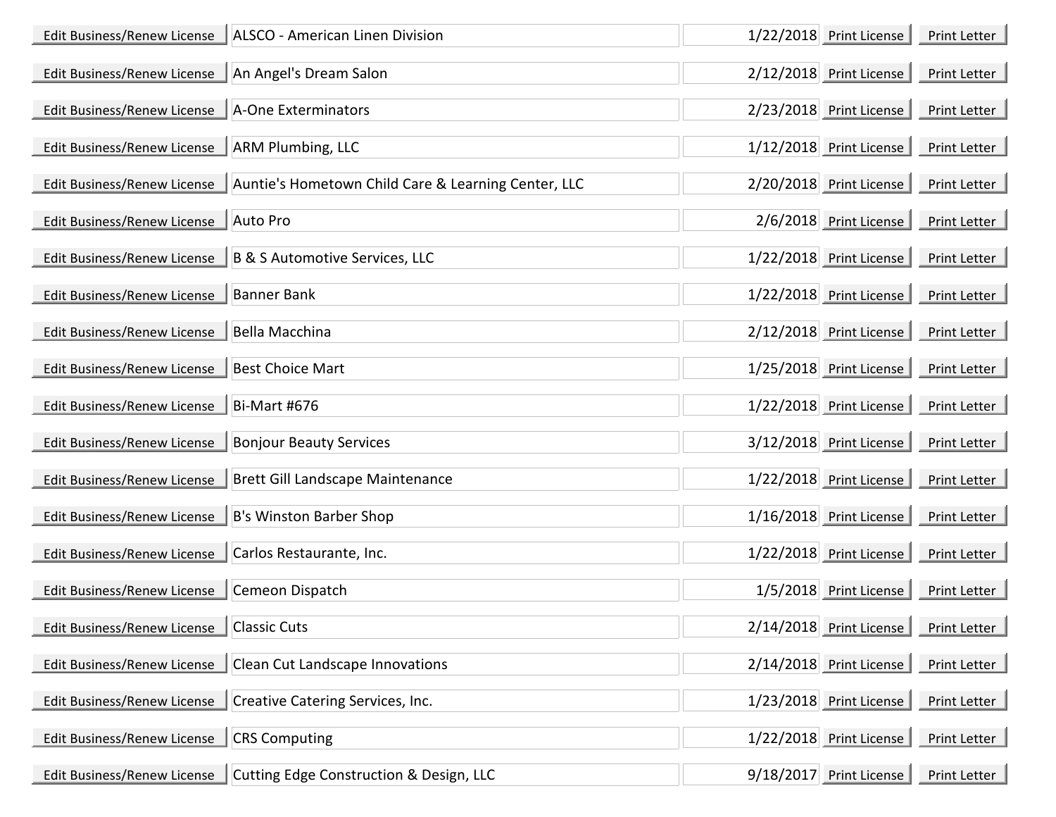| | | | | |
|---|---|---|---|---|
| Edit Business/Renew License | ALSCO - American Linen Division | 1/22/2018 | Print License | Print Letter |
| Edit Business/Renew License | An Angel's Dream Salon | 2/12/2018 | Print License | Print Letter |
| Edit Business/Renew License | A-One Exterminators | 2/23/2018 | Print License | Print Letter |
| Edit Business/Renew License | ARM Plumbing, LLC | 1/12/2018 | Print License | Print Letter |
| Edit Business/Renew License | Auntie's Hometown Child Care & Learning Center, LLC | 2/20/2018 | Print License | Print Letter |
| Edit Business/Renew License | Auto Pro | 2/6/2018 | Print License | Print Letter |
| Edit Business/Renew License | B & S Automotive Services, LLC | 1/22/2018 | Print License | Print Letter |
| Edit Business/Renew License | Banner Bank | 1/22/2018 | Print License | Print Letter |
| Edit Business/Renew License | Bella Macchina | 2/12/2018 | Print License | Print Letter |
| Edit Business/Renew License | Best Choice Mart | 1/25/2018 | Print License | Print Letter |
| Edit Business/Renew License | Bi-Mart #676 | 1/22/2018 | Print License | Print Letter |
| Edit Business/Renew License | Bonjour Beauty Services | 3/12/2018 | Print License | Print Letter |
| Edit Business/Renew License | Brett Gill Landscape Maintenance | 1/22/2018 | Print License | Print Letter |
| Edit Business/Renew License | B's Winston Barber Shop | 1/16/2018 | Print License | Print Letter |
| Edit Business/Renew License | Carlos Restaurante, Inc. | 1/22/2018 | Print License | Print Letter |
| Edit Business/Renew License | Cemeon Dispatch | 1/5/2018 | Print License | Print Letter |
| Edit Business/Renew License | Classic Cuts | 2/14/2018 | Print License | Print Letter |
| Edit Business/Renew License | Clean Cut Landscape Innovations | 2/14/2018 | Print License | Print Letter |
| Edit Business/Renew License | Creative Catering Services, Inc. | 1/23/2018 | Print License | Print Letter |
| Edit Business/Renew License | CRS Computing | 1/22/2018 | Print License | Print Letter |
| Edit Business/Renew License | Cutting Edge Construction & Design, LLC | 9/18/2017 | Print License | Print Letter |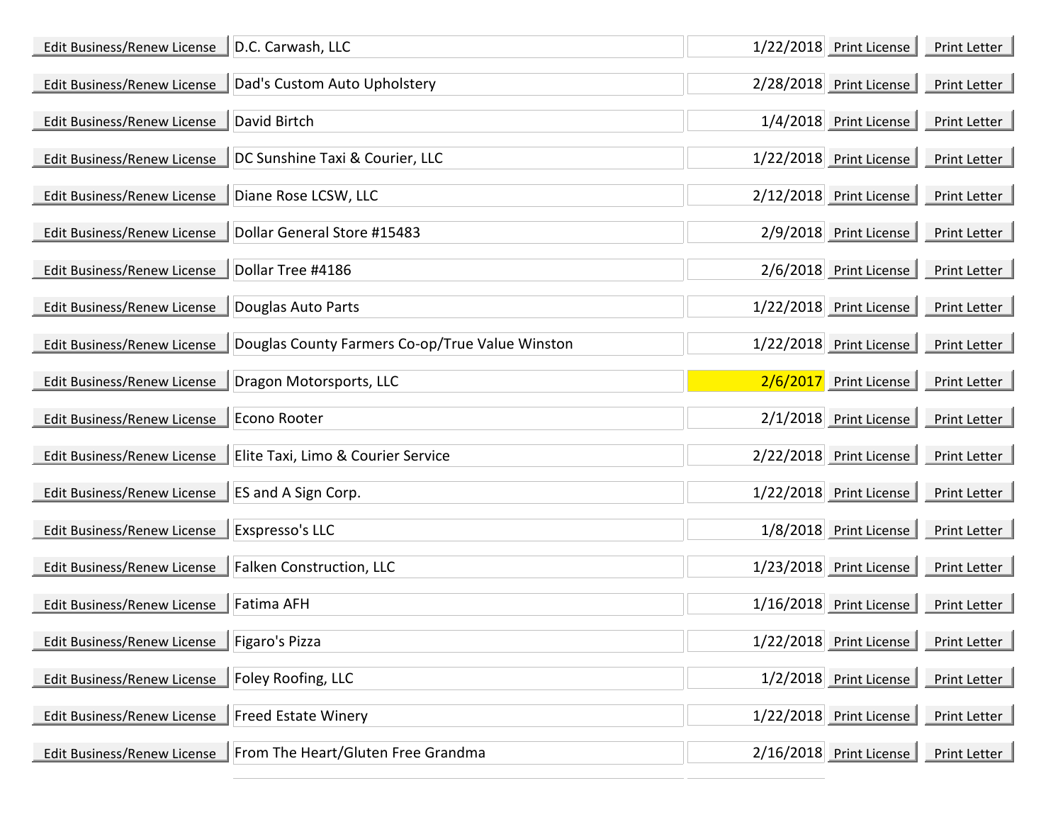| | | | | |
|---|---|---|---|---|
| Edit Business/Renew License | D.C. Carwash, LLC | 1/22/2018 | Print License | Print Letter |
| Edit Business/Renew License | Dad's Custom Auto Upholstery | 2/28/2018 | Print License | Print Letter |
| Edit Business/Renew License | David Birtch | 1/4/2018 | Print License | Print Letter |
| Edit Business/Renew License | DC Sunshine Taxi & Courier, LLC | 1/22/2018 | Print License | Print Letter |
| Edit Business/Renew License | Diane Rose LCSW, LLC | 2/12/2018 | Print License | Print Letter |
| Edit Business/Renew License | Dollar General Store #15483 | 2/9/2018 | Print License | Print Letter |
| Edit Business/Renew License | Dollar Tree #4186 | 2/6/2018 | Print License | Print Letter |
| Edit Business/Renew License | Douglas Auto Parts | 1/22/2018 | Print License | Print Letter |
| Edit Business/Renew License | Douglas County Farmers Co-op/True Value Winston | 1/22/2018 | Print License | Print Letter |
| Edit Business/Renew License | Dragon Motorsports, LLC | 2/6/2017 | Print License | Print Letter |
| Edit Business/Renew License | Econo Rooter | 2/1/2018 | Print License | Print Letter |
| Edit Business/Renew License | Elite Taxi, Limo & Courier Service | 2/22/2018 | Print License | Print Letter |
| Edit Business/Renew License | ES and A Sign Corp. | 1/22/2018 | Print License | Print Letter |
| Edit Business/Renew License | Exspresso's LLC | 1/8/2018 | Print License | Print Letter |
| Edit Business/Renew License | Falken Construction, LLC | 1/23/2018 | Print License | Print Letter |
| Edit Business/Renew License | Fatima AFH | 1/16/2018 | Print License | Print Letter |
| Edit Business/Renew License | Figaro's Pizza | 1/22/2018 | Print License | Print Letter |
| Edit Business/Renew License | Foley Roofing, LLC | 1/2/2018 | Print License | Print Letter |
| Edit Business/Renew License | Freed Estate Winery | 1/22/2018 | Print License | Print Letter |
| Edit Business/Renew License | From The Heart/Gluten Free Grandma | 2/16/2018 | Print License | Print Letter |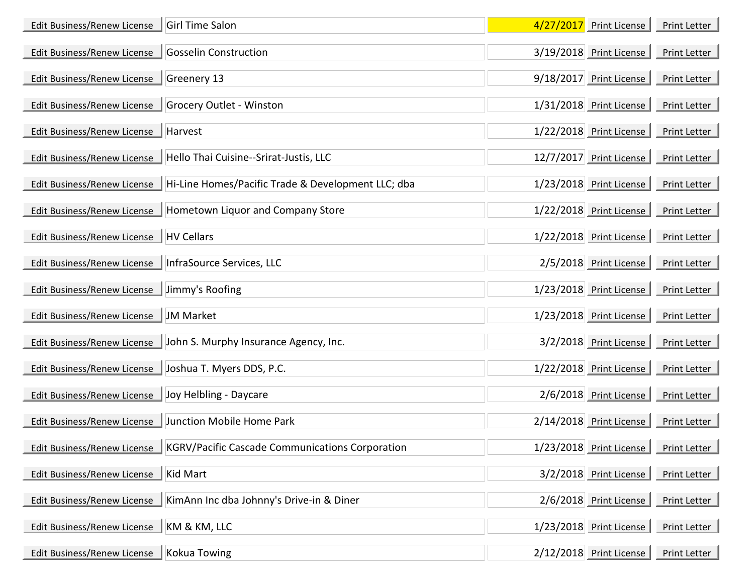| | | | | |
|---|---|---|---|---|
| Edit Business/Renew License | Girl Time Salon | 4/27/2017 | Print License | Print Letter |
| Edit Business/Renew License | Gosselin Construction | 3/19/2018 | Print License | Print Letter |
| Edit Business/Renew License | Greenery 13 | 9/18/2017 | Print License | Print Letter |
| Edit Business/Renew License | Grocery Outlet - Winston | 1/31/2018 | Print License | Print Letter |
| Edit Business/Renew License | Harvest | 1/22/2018 | Print License | Print Letter |
| Edit Business/Renew License | Hello Thai Cuisine--Srirat-Justis, LLC | 12/7/2017 | Print License | Print Letter |
| Edit Business/Renew License | Hi-Line Homes/Pacific Trade & Development LLC; dba | 1/23/2018 | Print License | Print Letter |
| Edit Business/Renew License | Hometown Liquor and Company Store | 1/22/2018 | Print License | Print Letter |
| Edit Business/Renew License | HV Cellars | 1/22/2018 | Print License | Print Letter |
| Edit Business/Renew License | InfraSource Services, LLC | 2/5/2018 | Print License | Print Letter |
| Edit Business/Renew License | Jimmy's Roofing | 1/23/2018 | Print License | Print Letter |
| Edit Business/Renew License | JM Market | 1/23/2018 | Print License | Print Letter |
| Edit Business/Renew License | John S. Murphy Insurance Agency, Inc. | 3/2/2018 | Print License | Print Letter |
| Edit Business/Renew License | Joshua T. Myers DDS, P.C. | 1/22/2018 | Print License | Print Letter |
| Edit Business/Renew License | Joy Helbling - Daycare | 2/6/2018 | Print License | Print Letter |
| Edit Business/Renew License | Junction Mobile Home Park | 2/14/2018 | Print License | Print Letter |
| Edit Business/Renew License | KGRV/Pacific Cascade Communications Corporation | 1/23/2018 | Print License | Print Letter |
| Edit Business/Renew License | Kid Mart | 3/2/2018 | Print License | Print Letter |
| Edit Business/Renew License | KimAnn Inc dba Johnny's Drive-in & Diner | 2/6/2018 | Print License | Print Letter |
| Edit Business/Renew License | KM & KM, LLC | 1/23/2018 | Print License | Print Letter |
| Edit Business/Renew License | Kokua Towing | 2/12/2018 | Print License | Print Letter |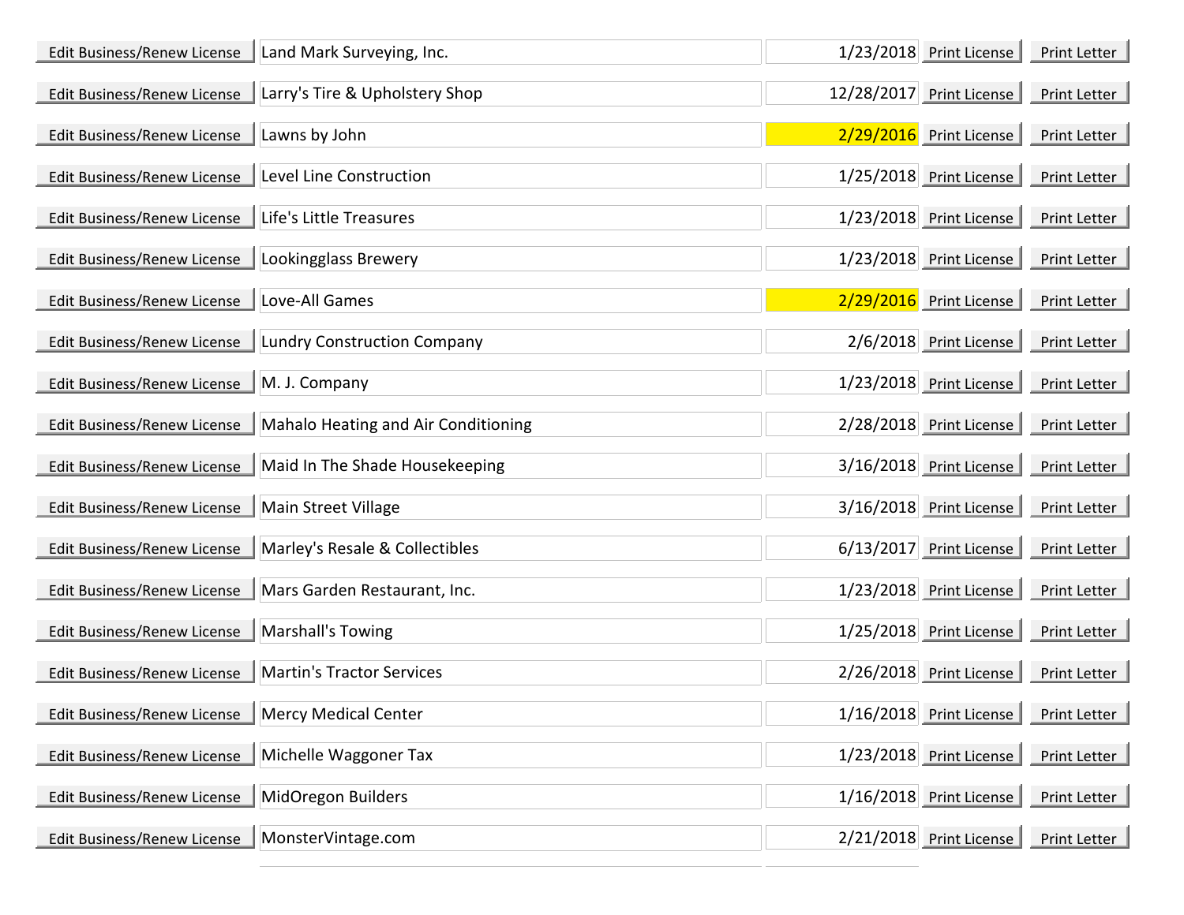| | | | | |
|---|---|---|---|---|
| Edit Business/Renew License | Land Mark Surveying, Inc. | 1/23/2018 | Print License | Print Letter |
| Edit Business/Renew License | Larry's Tire & Upholstery Shop | 12/28/2017 | Print License | Print Letter |
| Edit Business/Renew License | Lawns by John | 2/29/2016 | Print License | Print Letter |
| Edit Business/Renew License | Level Line Construction | 1/25/2018 | Print License | Print Letter |
| Edit Business/Renew License | Life's Little Treasures | 1/23/2018 | Print License | Print Letter |
| Edit Business/Renew License | Lookingglass Brewery | 1/23/2018 | Print License | Print Letter |
| Edit Business/Renew License | Love-All Games | 2/29/2016 | Print License | Print Letter |
| Edit Business/Renew License | Lundry Construction Company | 2/6/2018 | Print License | Print Letter |
| Edit Business/Renew License | M. J. Company | 1/23/2018 | Print License | Print Letter |
| Edit Business/Renew License | Mahalo Heating and Air Conditioning | 2/28/2018 | Print License | Print Letter |
| Edit Business/Renew License | Maid In The Shade Housekeeping | 3/16/2018 | Print License | Print Letter |
| Edit Business/Renew License | Main Street Village | 3/16/2018 | Print License | Print Letter |
| Edit Business/Renew License | Marley's Resale & Collectibles | 6/13/2017 | Print License | Print Letter |
| Edit Business/Renew License | Mars Garden Restaurant, Inc. | 1/23/2018 | Print License | Print Letter |
| Edit Business/Renew License | Marshall's Towing | 1/25/2018 | Print License | Print Letter |
| Edit Business/Renew License | Martin's Tractor Services | 2/26/2018 | Print License | Print Letter |
| Edit Business/Renew License | Mercy Medical Center | 1/16/2018 | Print License | Print Letter |
| Edit Business/Renew License | Michelle Waggoner Tax | 1/23/2018 | Print License | Print Letter |
| Edit Business/Renew License | MidOregon Builders | 1/16/2018 | Print License | Print Letter |
| Edit Business/Renew License | MonsterVintage.com | 2/21/2018 | Print License | Print Letter |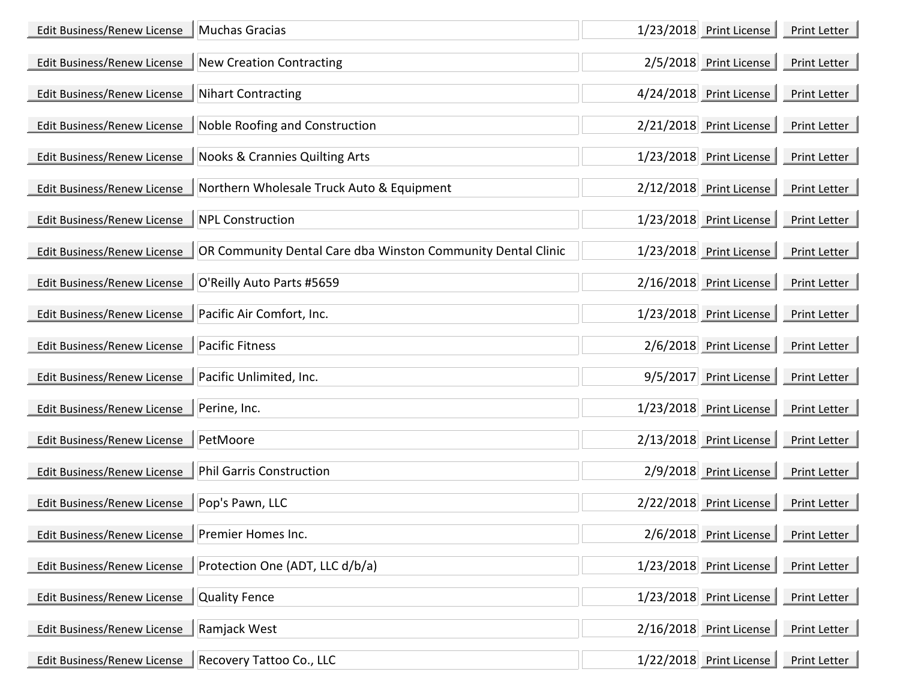| | | | | |
|---|---|---|---|---|
| Edit Business/Renew License | Muchas Gracias | 1/23/2018 | Print License | Print Letter |
| Edit Business/Renew License | New Creation Contracting | 2/5/2018 | Print License | Print Letter |
| Edit Business/Renew License | Nihart Contracting | 4/24/2018 | Print License | Print Letter |
| Edit Business/Renew License | Noble Roofing and Construction | 2/21/2018 | Print License | Print Letter |
| Edit Business/Renew License | Nooks & Crannies Quilting Arts | 1/23/2018 | Print License | Print Letter |
| Edit Business/Renew License | Northern Wholesale Truck Auto & Equipment | 2/12/2018 | Print License | Print Letter |
| Edit Business/Renew License | NPL Construction | 1/23/2018 | Print License | Print Letter |
| Edit Business/Renew License | OR Community Dental Care dba Winston Community Dental Clinic | 1/23/2018 | Print License | Print Letter |
| Edit Business/Renew License | O'Reilly Auto Parts #5659 | 2/16/2018 | Print License | Print Letter |
| Edit Business/Renew License | Pacific Air Comfort, Inc. | 1/23/2018 | Print License | Print Letter |
| Edit Business/Renew License | Pacific Fitness | 2/6/2018 | Print License | Print Letter |
| Edit Business/Renew License | Pacific Unlimited, Inc. | 9/5/2017 | Print License | Print Letter |
| Edit Business/Renew License | Perine, Inc. | 1/23/2018 | Print License | Print Letter |
| Edit Business/Renew License | PetMoore | 2/13/2018 | Print License | Print Letter |
| Edit Business/Renew License | Phil Garris Construction | 2/9/2018 | Print License | Print Letter |
| Edit Business/Renew License | Pop's Pawn, LLC | 2/22/2018 | Print License | Print Letter |
| Edit Business/Renew License | Premier Homes Inc. | 2/6/2018 | Print License | Print Letter |
| Edit Business/Renew License | Protection One (ADT, LLC d/b/a) | 1/23/2018 | Print License | Print Letter |
| Edit Business/Renew License | Quality Fence | 1/23/2018 | Print License | Print Letter |
| Edit Business/Renew License | Ramjack West | 2/16/2018 | Print License | Print Letter |
| Edit Business/Renew License | Recovery Tattoo Co., LLC | 1/22/2018 | Print License | Print Letter |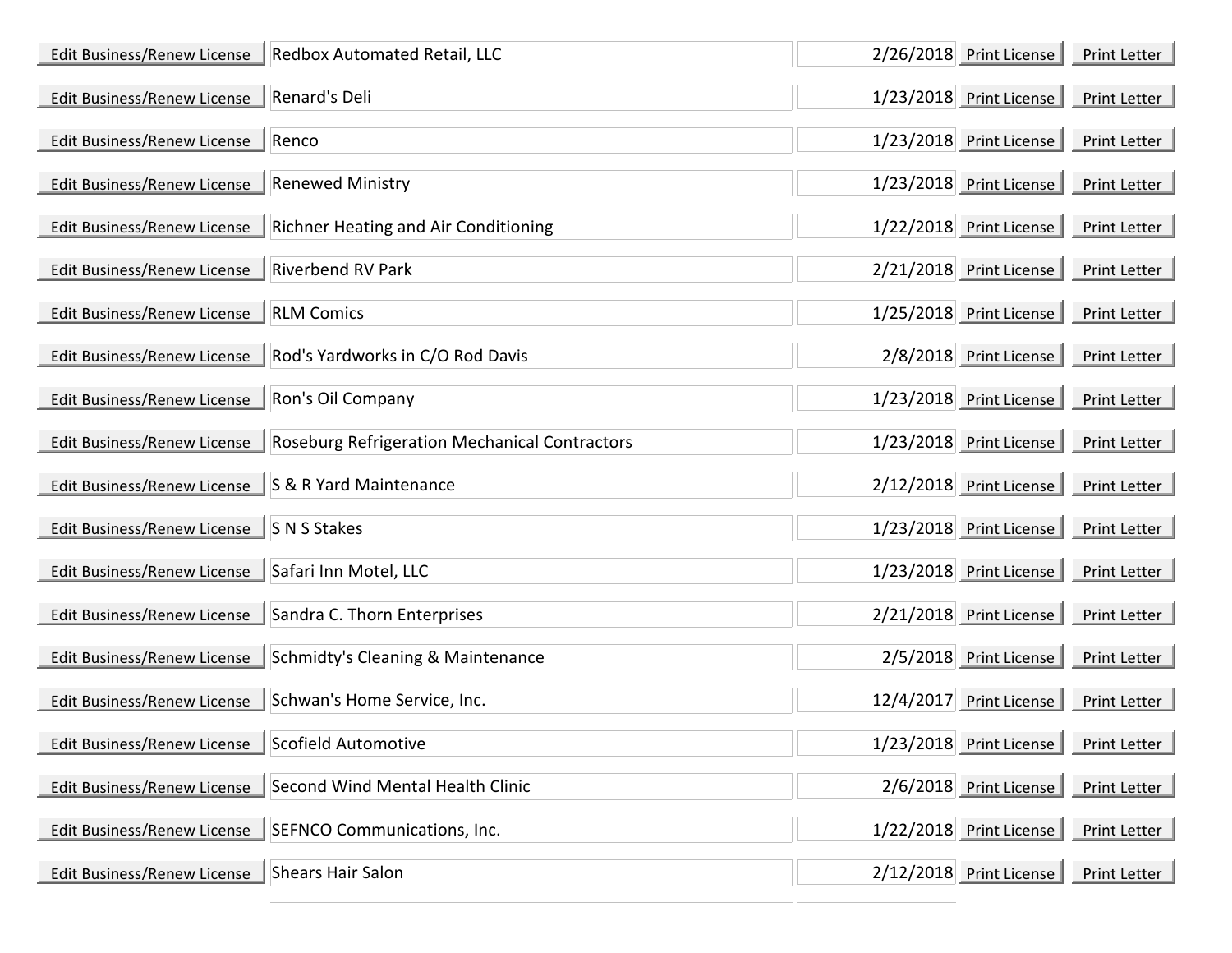| | | | | |
|---|---|---|---|---|
| Edit Business/Renew License | Redbox Automated Retail, LLC | 2/26/2018 | Print License | Print Letter |
| Edit Business/Renew License | Renard's Deli | 1/23/2018 | Print License | Print Letter |
| Edit Business/Renew License | Renco | 1/23/2018 | Print License | Print Letter |
| Edit Business/Renew License | Renewed Ministry | 1/23/2018 | Print License | Print Letter |
| Edit Business/Renew License | Richner Heating and Air Conditioning | 1/22/2018 | Print License | Print Letter |
| Edit Business/Renew License | Riverbend RV Park | 2/21/2018 | Print License | Print Letter |
| Edit Business/Renew License | RLM Comics | 1/25/2018 | Print License | Print Letter |
| Edit Business/Renew License | Rod's Yardworks in C/O Rod Davis | 2/8/2018 | Print License | Print Letter |
| Edit Business/Renew License | Ron's Oil Company | 1/23/2018 | Print License | Print Letter |
| Edit Business/Renew License | Roseburg Refrigeration Mechanical Contractors | 1/23/2018 | Print License | Print Letter |
| Edit Business/Renew License | S & R Yard Maintenance | 2/12/2018 | Print License | Print Letter |
| Edit Business/Renew License | S N S Stakes | 1/23/2018 | Print License | Print Letter |
| Edit Business/Renew License | Safari Inn Motel, LLC | 1/23/2018 | Print License | Print Letter |
| Edit Business/Renew License | Sandra C. Thorn Enterprises | 2/21/2018 | Print License | Print Letter |
| Edit Business/Renew License | Schmidty's Cleaning & Maintenance | 2/5/2018 | Print License | Print Letter |
| Edit Business/Renew License | Schwan's Home Service, Inc. | 12/4/2017 | Print License | Print Letter |
| Edit Business/Renew License | Scofield Automotive | 1/23/2018 | Print License | Print Letter |
| Edit Business/Renew License | Second Wind Mental Health Clinic | 2/6/2018 | Print License | Print Letter |
| Edit Business/Renew License | SEFNCO Communications, Inc. | 1/22/2018 | Print License | Print Letter |
| Edit Business/Renew License | Shears Hair Salon | 2/12/2018 | Print License | Print Letter |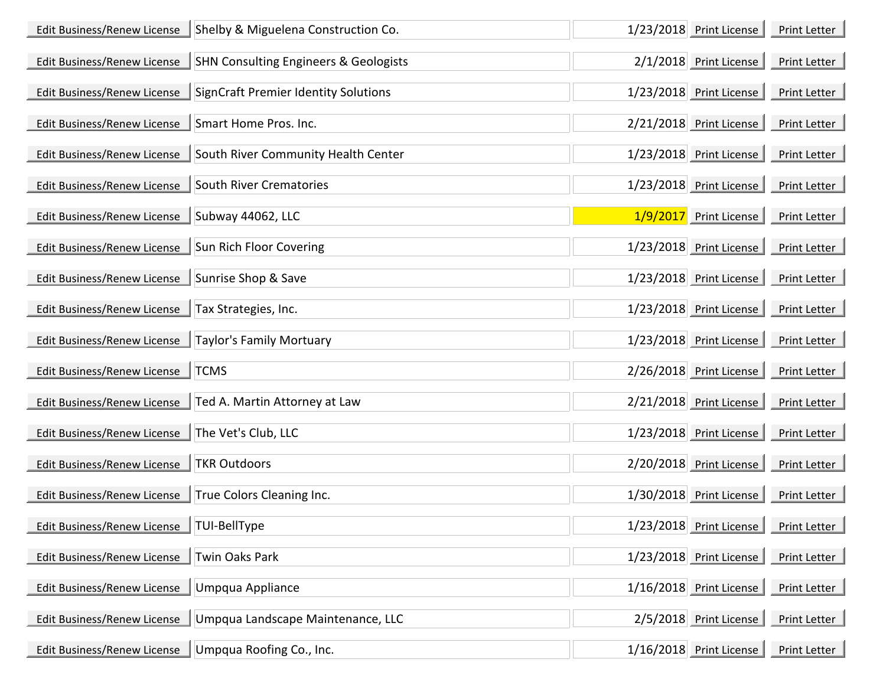| | | | | |
|---|---|---|---|---|
| Edit Business/Renew License | Shelby & Miguelena Construction Co. | 1/23/2018 | Print License | Print Letter |
| Edit Business/Renew License | SHN Consulting Engineers & Geologists | 2/1/2018 | Print License | Print Letter |
| Edit Business/Renew License | SignCraft Premier Identity Solutions | 1/23/2018 | Print License | Print Letter |
| Edit Business/Renew License | Smart Home Pros. Inc. | 2/21/2018 | Print License | Print Letter |
| Edit Business/Renew License | South River Community Health Center | 1/23/2018 | Print License | Print Letter |
| Edit Business/Renew License | South River Crematories | 1/23/2018 | Print License | Print Letter |
| Edit Business/Renew License | Subway 44062, LLC | 1/9/2017 | Print License | Print Letter |
| Edit Business/Renew License | Sun Rich Floor Covering | 1/23/2018 | Print License | Print Letter |
| Edit Business/Renew License | Sunrise Shop & Save | 1/23/2018 | Print License | Print Letter |
| Edit Business/Renew License | Tax Strategies, Inc. | 1/23/2018 | Print License | Print Letter |
| Edit Business/Renew License | Taylor's Family Mortuary | 1/23/2018 | Print License | Print Letter |
| Edit Business/Renew License | TCMS | 2/26/2018 | Print License | Print Letter |
| Edit Business/Renew License | Ted A. Martin Attorney at Law | 2/21/2018 | Print License | Print Letter |
| Edit Business/Renew License | The Vet's Club, LLC | 1/23/2018 | Print License | Print Letter |
| Edit Business/Renew License | TKR Outdoors | 2/20/2018 | Print License | Print Letter |
| Edit Business/Renew License | True Colors Cleaning Inc. | 1/30/2018 | Print License | Print Letter |
| Edit Business/Renew License | TUI-BellType | 1/23/2018 | Print License | Print Letter |
| Edit Business/Renew License | Twin Oaks Park | 1/23/2018 | Print License | Print Letter |
| Edit Business/Renew License | Umpqua Appliance | 1/16/2018 | Print License | Print Letter |
| Edit Business/Renew License | Umpqua Landscape Maintenance, LLC | 2/5/2018 | Print License | Print Letter |
| Edit Business/Renew License | Umpqua Roofing Co., Inc. | 1/16/2018 | Print License | Print Letter |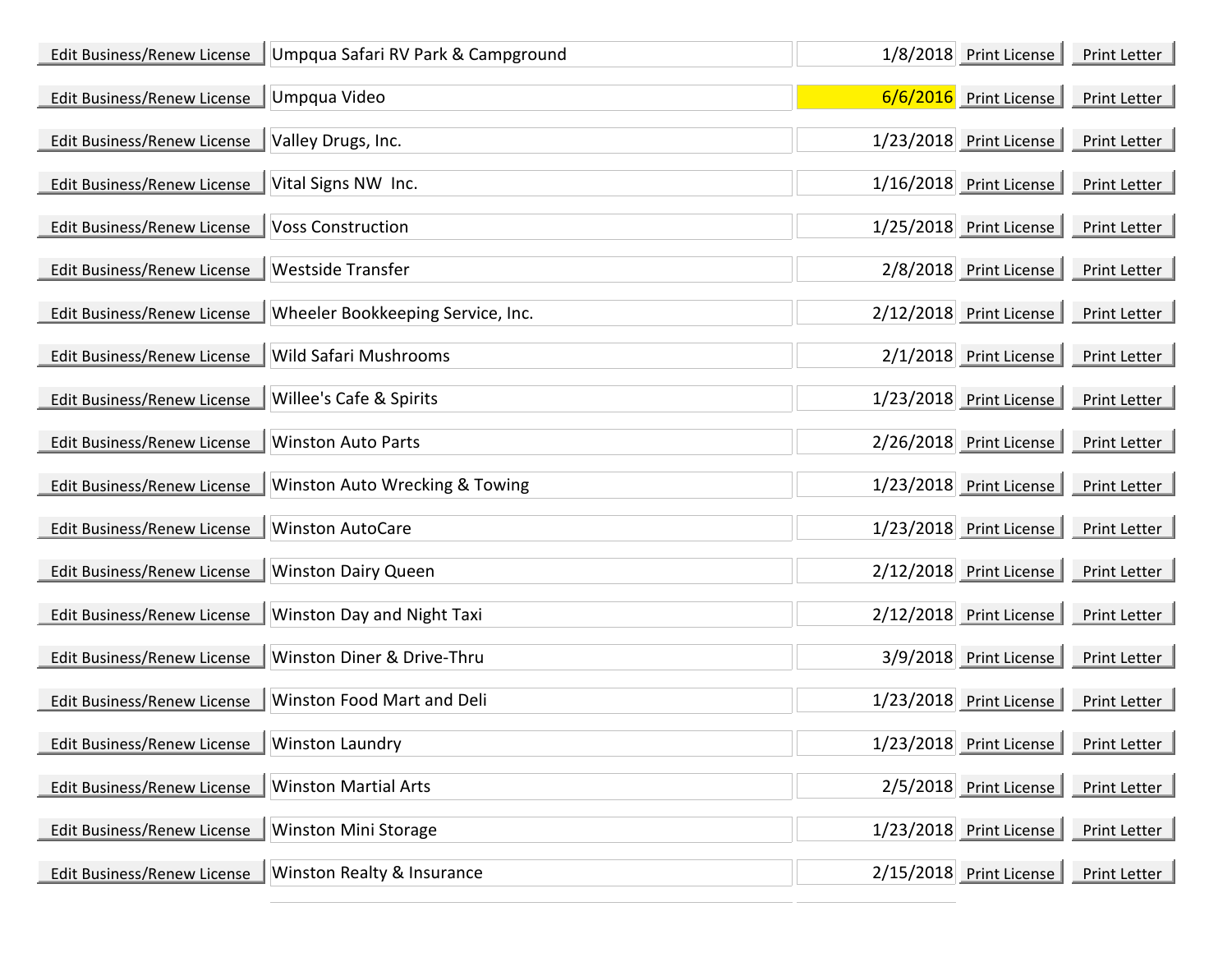| | | | | |
|---|---|---|---|---|
| Edit Business/Renew License | Umpqua Safari RV Park & Campground | 1/8/2018 | Print License | Print Letter |
| Edit Business/Renew License | Umpqua Video | 6/6/2016 | Print License | Print Letter |
| Edit Business/Renew License | Valley Drugs, Inc. | 1/23/2018 | Print License | Print Letter |
| Edit Business/Renew License | Vital Signs NW Inc. | 1/16/2018 | Print License | Print Letter |
| Edit Business/Renew License | Voss Construction | 1/25/2018 | Print License | Print Letter |
| Edit Business/Renew License | Westside Transfer | 2/8/2018 | Print License | Print Letter |
| Edit Business/Renew License | Wheeler Bookkeeping Service, Inc. | 2/12/2018 | Print License | Print Letter |
| Edit Business/Renew License | Wild Safari Mushrooms | 2/1/2018 | Print License | Print Letter |
| Edit Business/Renew License | Willee's Cafe & Spirits | 1/23/2018 | Print License | Print Letter |
| Edit Business/Renew License | Winston Auto Parts | 2/26/2018 | Print License | Print Letter |
| Edit Business/Renew License | Winston Auto Wrecking & Towing | 1/23/2018 | Print License | Print Letter |
| Edit Business/Renew License | Winston AutoCare | 1/23/2018 | Print License | Print Letter |
| Edit Business/Renew License | Winston Dairy Queen | 2/12/2018 | Print License | Print Letter |
| Edit Business/Renew License | Winston Day and Night Taxi | 2/12/2018 | Print License | Print Letter |
| Edit Business/Renew License | Winston Diner & Drive-Thru | 3/9/2018 | Print License | Print Letter |
| Edit Business/Renew License | Winston Food Mart and Deli | 1/23/2018 | Print License | Print Letter |
| Edit Business/Renew License | Winston Laundry | 1/23/2018 | Print License | Print Letter |
| Edit Business/Renew License | Winston Martial Arts | 2/5/2018 | Print License | Print Letter |
| Edit Business/Renew License | Winston Mini Storage | 1/23/2018 | Print License | Print Letter |
| Edit Business/Renew License | Winston Realty & Insurance | 2/15/2018 | Print License | Print Letter |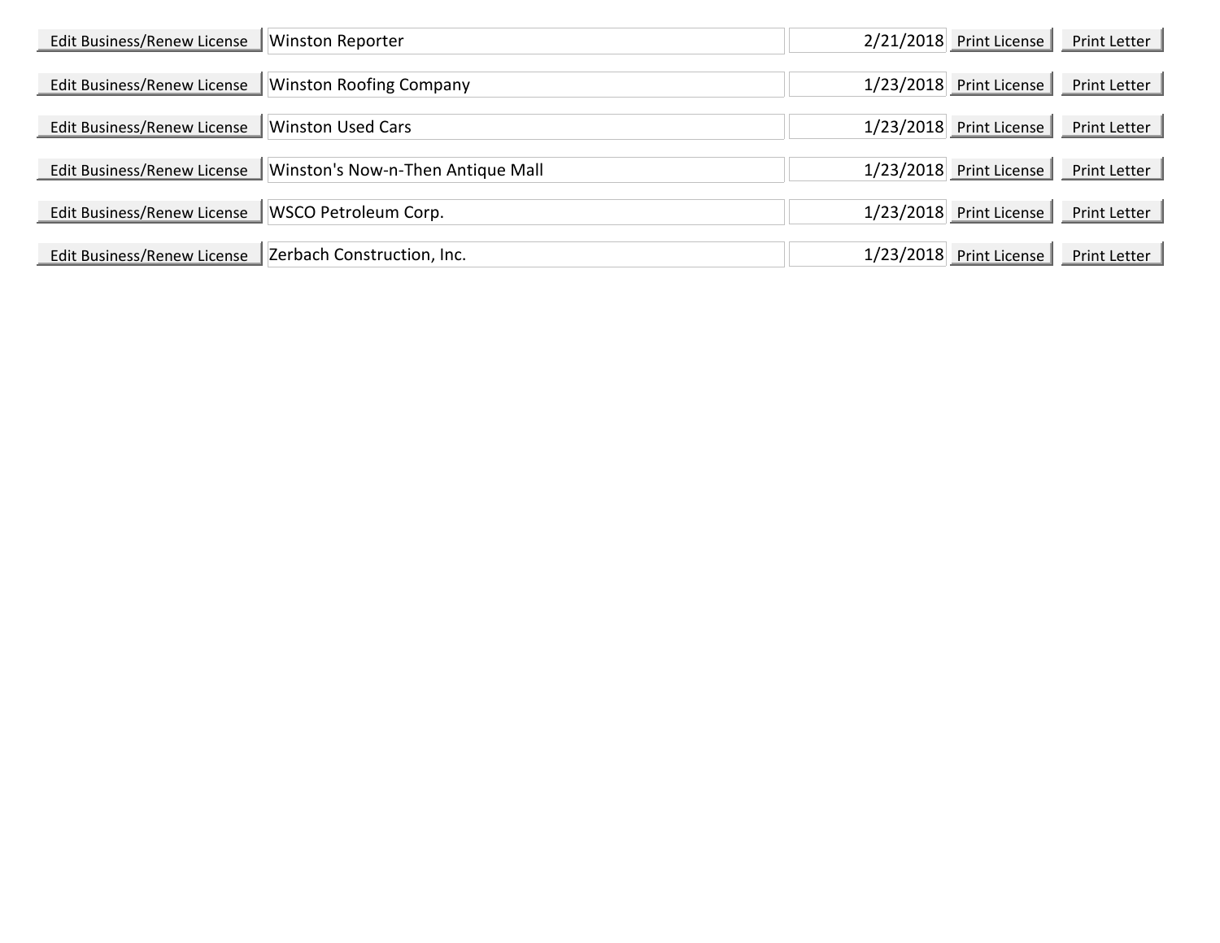| | | | | |
|---|---|---|---|---|
| Edit Business/Renew License | Winston Reporter | 2/21/2018 | Print License | Print Letter |
| Edit Business/Renew License | Winston Roofing Company | 1/23/2018 | Print License | Print Letter |
| Edit Business/Renew License | Winston Used Cars | 1/23/2018 | Print License | Print Letter |
| Edit Business/Renew License | Winston's Now-n-Then Antique Mall | 1/23/2018 | Print License | Print Letter |
| Edit Business/Renew License | WSCO Petroleum Corp. | 1/23/2018 | Print License | Print Letter |
| Edit Business/Renew License | Zerbach Construction, Inc. | 1/23/2018 | Print License | Print Letter |